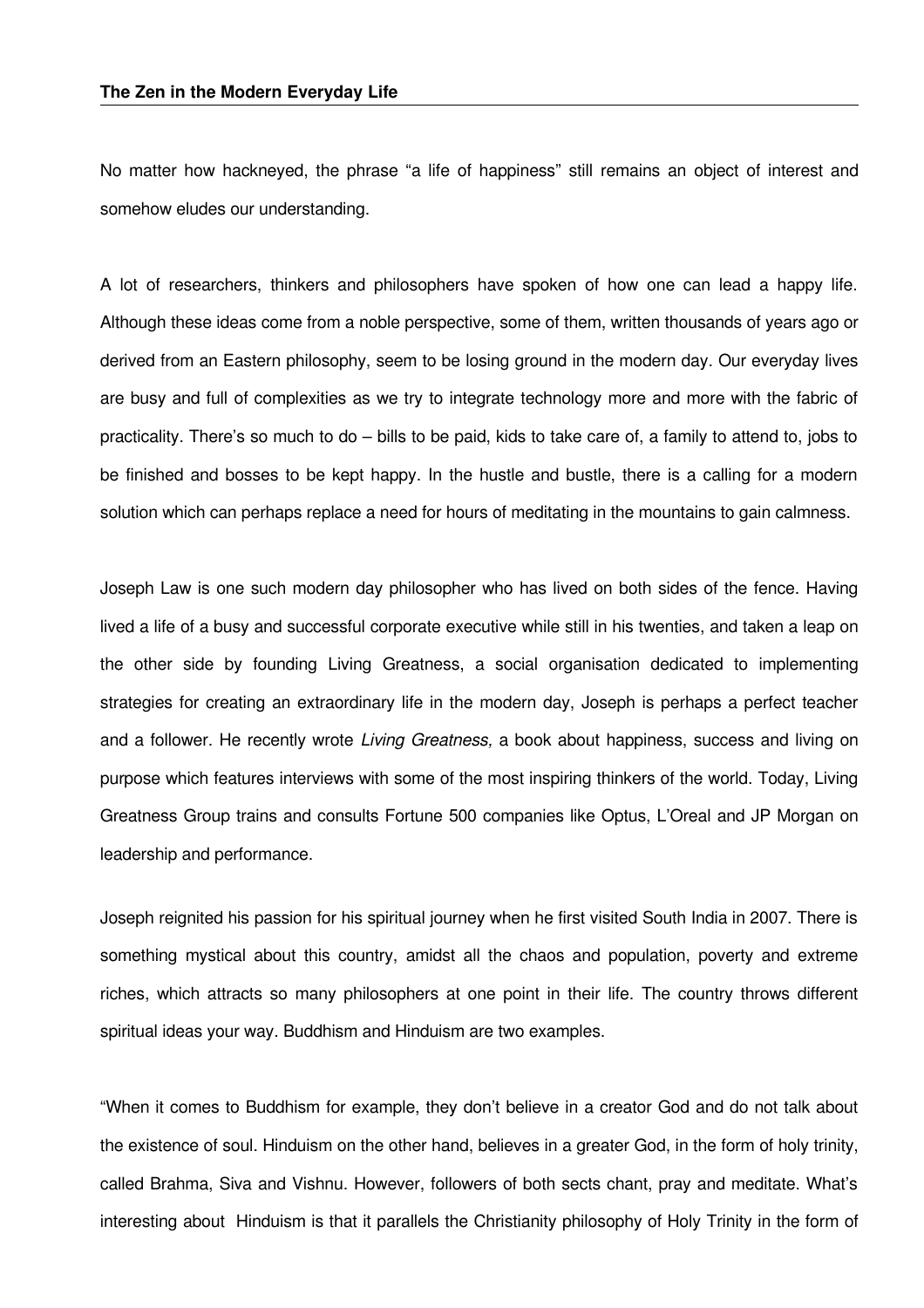**The Zen in the Modern Everyday Life**

No matter how hackneyed, the phrase "a life of happiness" still remains an object of interest and somehow eludes our understanding.

A lot of researchers, thinkers and philosophers have spoken of how one can lead a happy life. Although these ideas come from a noble perspective, some of them, written thousands of years ago or derived from an Eastern philosophy, seem to be losing ground in the modern day. Our everyday lives are busy and full of complexities as we try to integrate technology more and more with the fabric of practicality. There's so much to do – bills to be paid, kids to take care of, a family to attend to, jobs to be finished and bosses to be kept happy. In the hustle and bustle, there is a calling for a modern solution which can perhaps replace a need for hours of meditating in the mountains to gain calmness.

Joseph Law is one such modern day philosopher who has lived on both sides of the fence. Having lived a life of a busy and successful corporate executive while still in his twenties, and taken a leap on the other side by founding Living Greatness, a social organisation dedicated to implementing strategies for creating an extraordinary life in the modern day, Joseph is perhaps a perfect teacher and a follower. He recently wrote *Living Greatness,* a book about happiness, success and living on purpose which features interviews with some of the most inspiring thinkers of the world. Today, Living Greatness Group trains and consults Fortune 500 companies like Optus, L'Oreal and JP Morgan on leadership and performance.

Joseph reignited his passion for his spiritual journey when he first visited South India in 2007. There is something mystical about this country, amidst all the chaos and population, poverty and extreme riches, which attracts so many philosophers at one point in their life. The country throws different spiritual ideas your way. Buddhism and Hinduism are two examples.

"When it comes to Buddhism for example, they don't believe in a creator God and do not talk about the existence of soul. Hinduism on the other hand, believes in a greater God, in the form of holy trinity, called Brahma, Siva and Vishnu. However, followers of both sects chant, pray and meditate. What's interesting about Hinduism is that it parallels the Christianity philosophy of Holy Trinity in the form of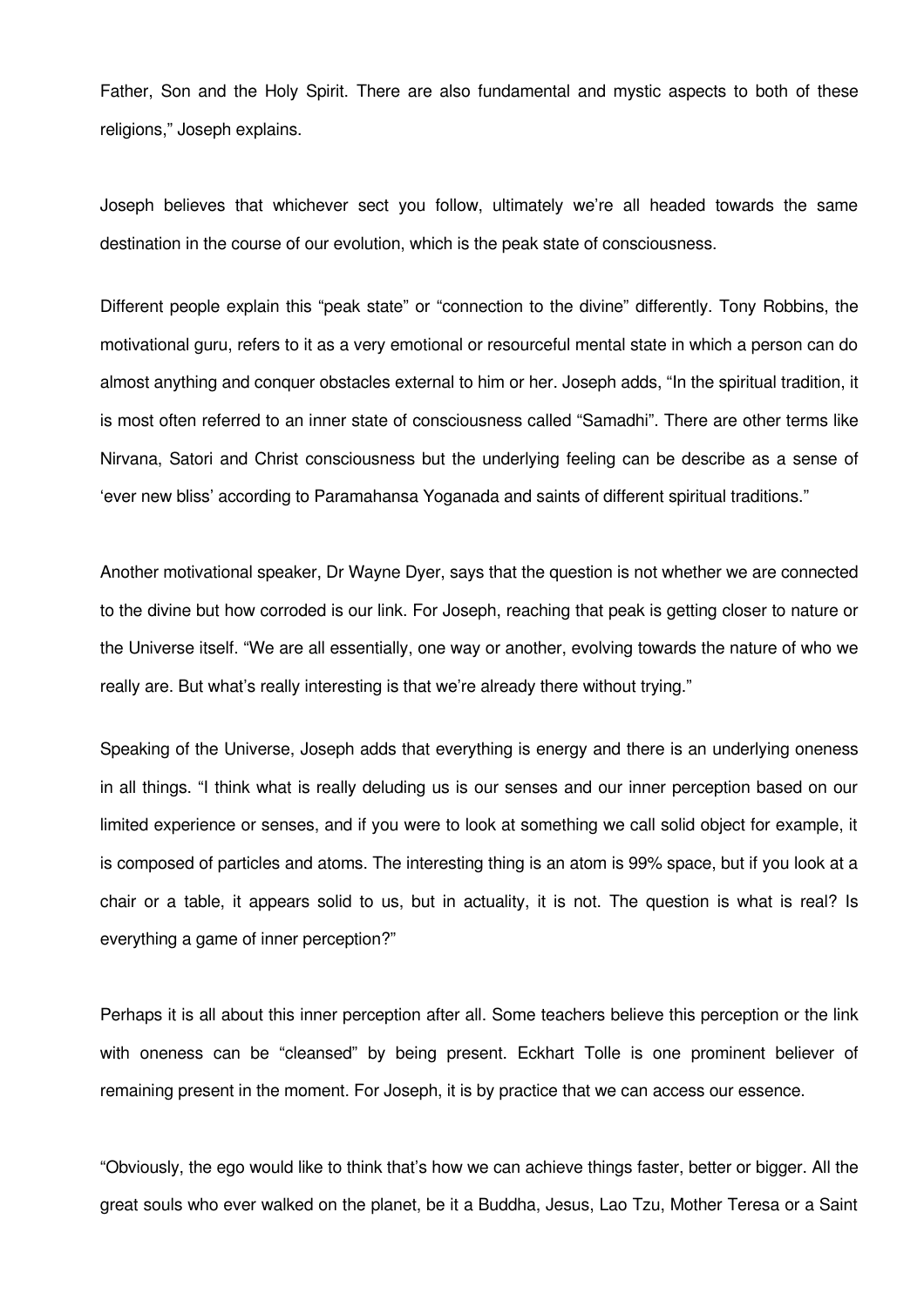Father, Son and the Holy Spirit. There are also fundamental and mystic aspects to both of these religions," Joseph explains.

Joseph believes that whichever sect you follow, ultimately we're all headed towards the same destination in the course of our evolution, which is the peak state of consciousness.

Different people explain this "peak state" or "connection to the divine" differently. Tony Robbins, the motivational guru, refers to it as a very emotional or resourceful mental state in which a person can do almost anything and conquer obstacles external to him or her. Joseph adds, "In the spiritual tradition, it is most often referred to an inner state of consciousness called "Samadhi". There are other terms like Nirvana, Satori and Christ consciousness but the underlying feeling can be describe as a sense of 'ever new bliss' according to Paramahansa Yoganada and saints of different spiritual traditions."

Another motivational speaker, Dr Wayne Dyer, says that the question is not whether we are connected to the divine but how corroded is our link. For Joseph, reaching that peak is getting closer to nature or the Universe itself. "We are all essentially, one way or another, evolving towards the nature of who we really are. But what's really interesting is that we're already there without trying."

Speaking of the Universe, Joseph adds that everything is energy and there is an underlying oneness in all things. "I think what is really deluding us is our senses and our inner perception based on our limited experience or senses, and if you were to look at something we call solid object for example, it is composed of particles and atoms. The interesting thing is an atom is 99% space, but if you look at a chair or a table, it appears solid to us, but in actuality, it is not. The question is what is real? Is everything a game of inner perception?"

Perhaps it is all about this inner perception after all. Some teachers believe this perception or the link with oneness can be "cleansed" by being present. Eckhart Tolle is one prominent believer of remaining present in the moment. For Joseph, it is by practice that we can access our essence.

"Obviously, the ego would like to think that's how we can achieve things faster, better or bigger. All the great souls who ever walked on the planet, be it a Buddha, Jesus, Lao Tzu, Mother Teresa or a Saint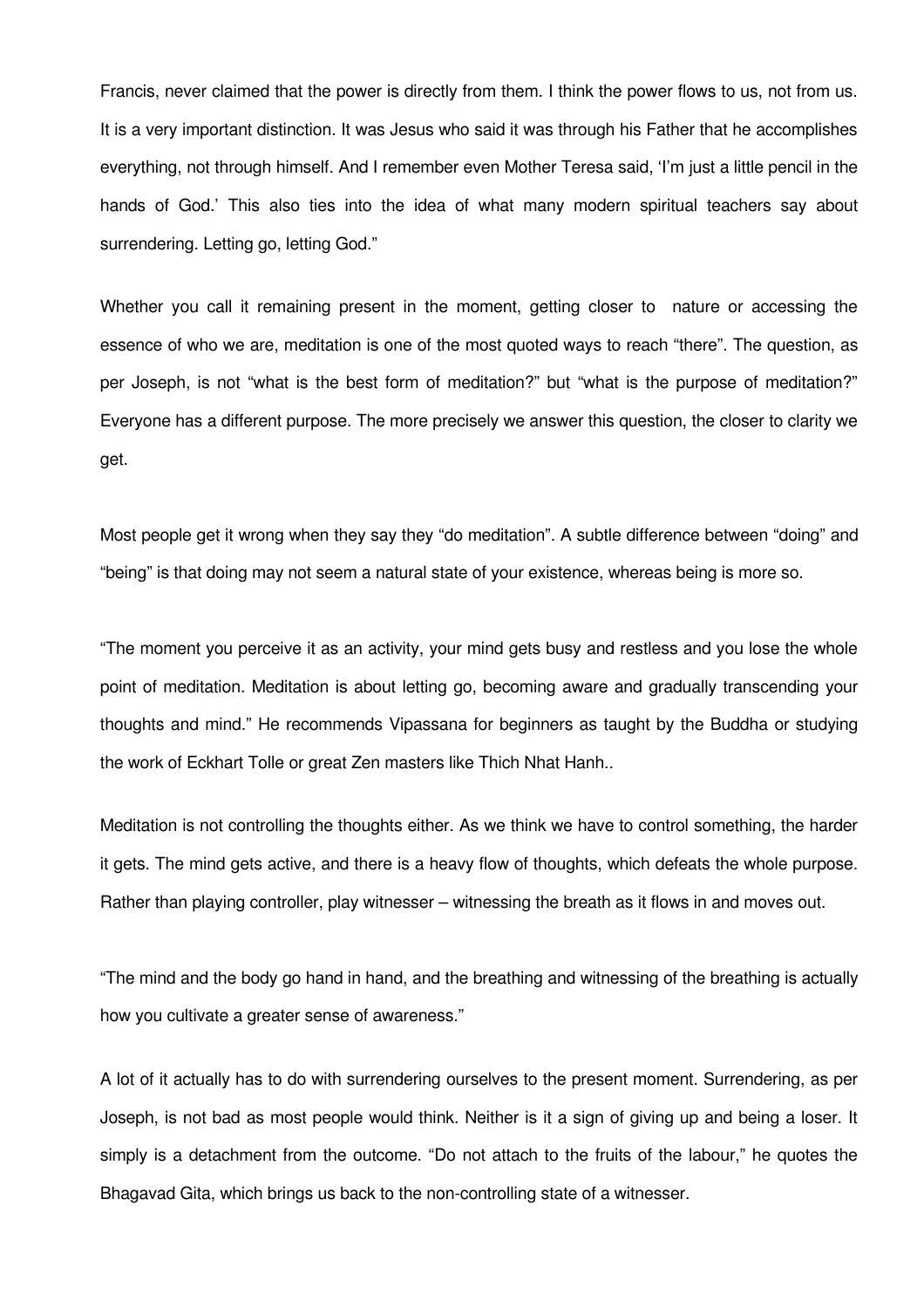Francis, never claimed that the power is directly from them. I think the power flows to us, not from us. It is a very important distinction. It was Jesus who said it was through his Father that he accomplishes everything, not through himself. And I remember even Mother Teresa said, 'I'm just a little pencil in the hands of God.' This also ties into the idea of what many modern spiritual teachers say about surrendering. Letting go, letting God."

Whether you call it remaining present in the moment, getting closer to nature or accessing the essence of who we are, meditation is one of the most quoted ways to reach "there". The question, as per Joseph, is not "what is the best form of meditation?" but "what is the purpose of meditation?" Everyone has a different purpose. The more precisely we answer this question, the closer to clarity we get.

Most people get it wrong when they say they "do meditation". A subtle difference between "doing" and "being" is that doing may not seem a natural state of your existence, whereas being is more so.

"The moment you perceive it as an activity, your mind gets busy and restless and you lose the whole point of meditation. Meditation is about letting go, becoming aware and gradually transcending your thoughts and mind." He recommends Vipassana for beginners as taught by the Buddha or studying the work of Eckhart Tolle or great Zen masters like Thich Nhat Hanh..

Meditation is not controlling the thoughts either. As we think we have to control something, the harder it gets. The mind gets active, and there is a heavy flow of thoughts, which defeats the whole purpose. Rather than playing controller, play witnesser – witnessing the breath as it flows in and moves out.

"The mind and the body go hand in hand, and the breathing and witnessing of the breathing is actually how you cultivate a greater sense of awareness."

A lot of it actually has to do with surrendering ourselves to the present moment. Surrendering, as per Joseph, is not bad as most people would think. Neither is it a sign of giving up and being a loser. It simply is a detachment from the outcome. "Do not attach to the fruits of the labour," he quotes the Bhagavad Gita, which brings us back to the non-controlling state of a witnesser.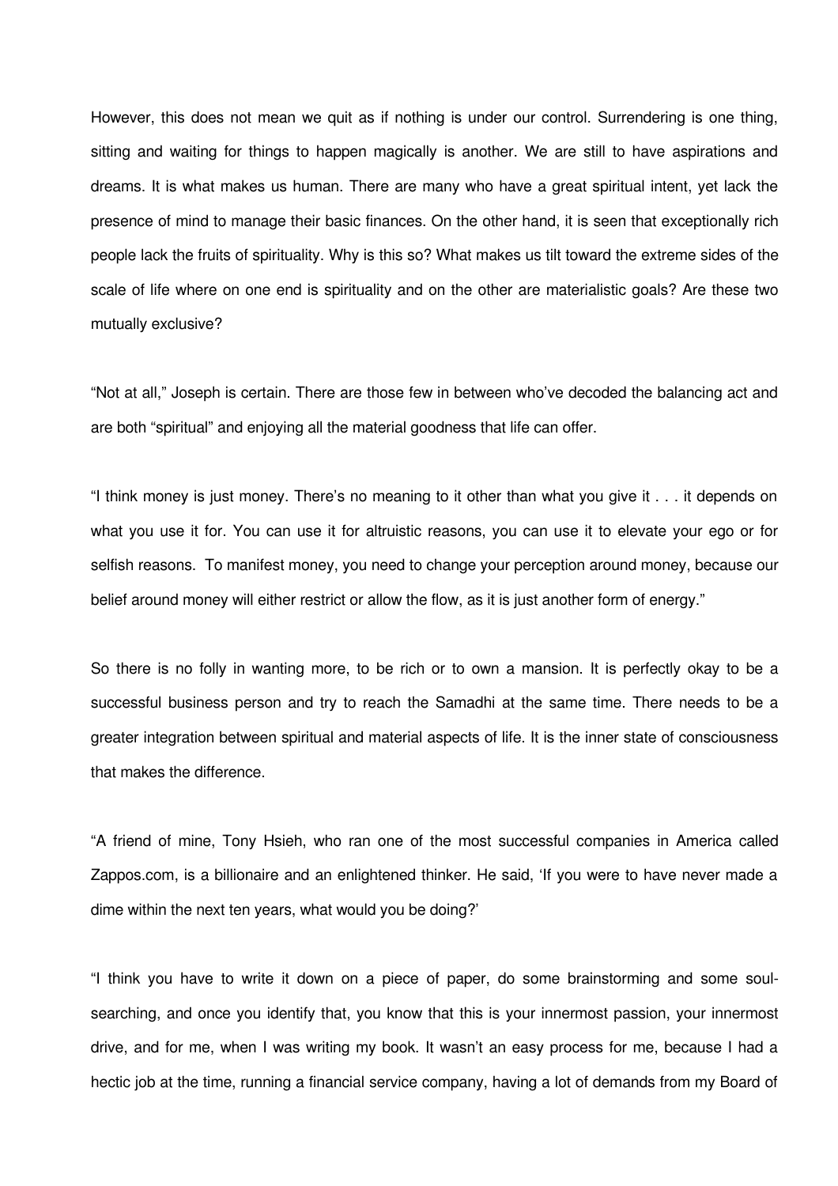However, this does not mean we quit as if nothing is under our control. Surrendering is one thing, sitting and waiting for things to happen magically is another. We are still to have aspirations and dreams. It is what makes us human. There are many who have a great spiritual intent, yet lack the presence of mind to manage their basic finances. On the other hand, it is seen that exceptionally rich people lack the fruits of spirituality. Why is this so? What makes us tilt toward the extreme sides of the scale of life where on one end is spirituality and on the other are materialistic goals? Are these two mutually exclusive?

"Not at all," Joseph is certain. There are those few in between who've decoded the balancing act and are both "spiritual" and enjoying all the material goodness that life can offer.

"I think money is just money. There's no meaning to it other than what you give it . . . it depends on what you use it for. You can use it for altruistic reasons, you can use it to elevate your ego or for selfish reasons. To manifest money, you need to change your perception around money, because our belief around money will either restrict or allow the flow, as it is just another form of energy."

So there is no folly in wanting more, to be rich or to own a mansion. It is perfectly okay to be a successful business person and try to reach the Samadhi at the same time. There needs to be a greater integration between spiritual and material aspects of life. It is the inner state of consciousness that makes the difference.

"A friend of mine, Tony Hsieh, who ran one of the most successful companies in America called Zappos.com, is a billionaire and an enlightened thinker. He said, 'If you were to have never made a dime within the next ten years, what would you be doing?'

"I think you have to write it down on a piece of paper, do some brainstorming and some soul-searching, and once you identify that, you know that this is your innermost passion, your innermost drive, and for me, when I was writing my book. It wasn't an easy process for me, because I had a hectic job at the time, running a financial service company, having a lot of demands from my Board of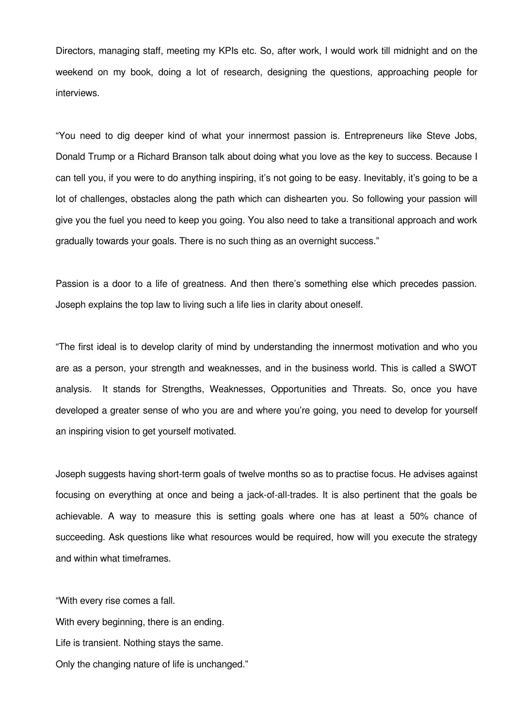Directors, managing staff, meeting my KPIs etc. So, after work, I would work till midnight and on the weekend on my book, doing a lot of research, designing the questions, approaching people for interviews.

"You need to dig deeper kind of what your innermost passion is. Entrepreneurs like Steve Jobs, Donald Trump or a Richard Branson talk about doing what you love as the key to success. Because I can tell you, if you were to do anything inspiring, it's not going to be easy. Inevitably, it's going to be a lot of challenges, obstacles along the path which can dishearten you. So following your passion will give you the fuel you need to keep you going. You also need to take a transitional approach and work gradually towards your goals. There is no such thing as an overnight success."

Passion is a door to a life of greatness. And then there's something else which precedes passion. Joseph explains the top law to living such a life lies in clarity about oneself.

"The first ideal is to develop clarity of mind by understanding the innermost motivation and who you are as a person, your strength and weaknesses, and in the business world. This is called a SWOT analysis. It stands for Strengths, Weaknesses, Opportunities and Threats. So, once you have developed a greater sense of who you are and where you're going, you need to develop for yourself an inspiring vision to get yourself motivated.

Joseph suggests having short-term goals of twelve months so as to practise focus. He advises against focusing on everything at once and being a jack-of-all-trades. It is also pertinent that the goals be achievable. A way to measure this is setting goals where one has at least a 50% chance of succeeding. Ask questions like what resources would be required, how will you execute the strategy and within what timeframes.

"With every rise comes a fall.  
With every beginning, there is an ending.  
Life is transient. Nothing stays the same.  
Only the changing nature of life is unchanged."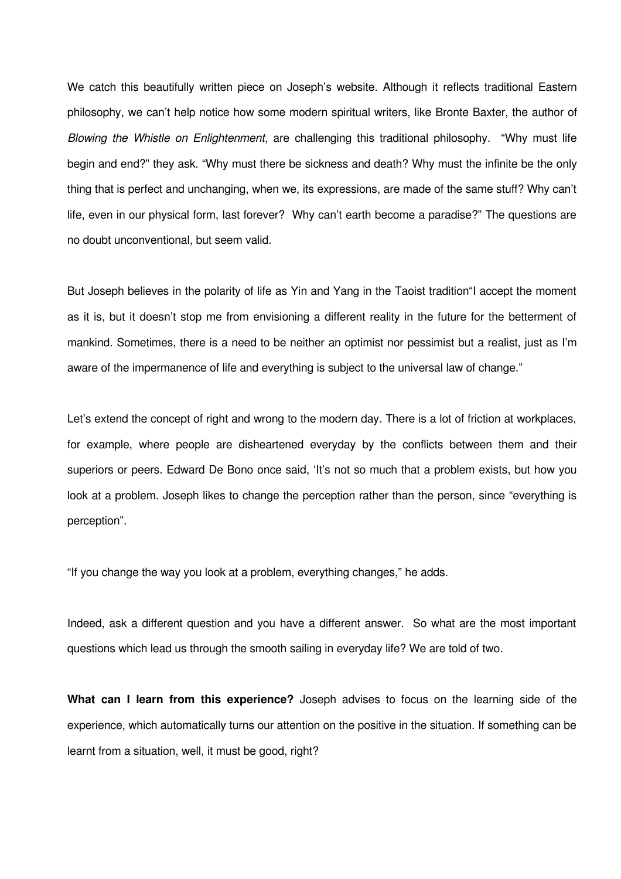We catch this beautifully written piece on Joseph's website. Although it reflects traditional Eastern philosophy, we can't help notice how some modern spiritual writers, like Bronte Baxter, the author of *Blowing the Whistle on Enlightenment*, are challenging this traditional philosophy. "Why must life begin and end?" they ask. "Why must there be sickness and death? Why must the infinite be the only thing that is perfect and unchanging, when we, its expressions, are made of the same stuff? Why can't life, even in our physical form, last forever? Why can't earth become a paradise?" The questions are no doubt unconventional, but seem valid.

But Joseph believes in the polarity of life as Yin and Yang in the Taoist tradition"I accept the moment as it is, but it doesn't stop me from envisioning a different reality in the future for the betterment of mankind. Sometimes, there is a need to be neither an optimist nor pessimist but a realist, just as I'm aware of the impermanence of life and everything is subject to the universal law of change."

Let's extend the concept of right and wrong to the modern day. There is a lot of friction at workplaces, for example, where people are disheartened everyday by the conflicts between them and their superiors or peers. Edward De Bono once said, 'It's not so much that a problem exists, but how you look at a problem. Joseph likes to change the perception rather than the person, since "everything is perception".

"If you change the way you look at a problem, everything changes," he adds.

Indeed, ask a different question and you have a different answer. So what are the most important questions which lead us through the smooth sailing in everyday life? We are told of two.

**What can I learn from this experience?** Joseph advises to focus on the learning side of the experience, which automatically turns our attention on the positive in the situation. If something can be learnt from a situation, well, it must be good, right?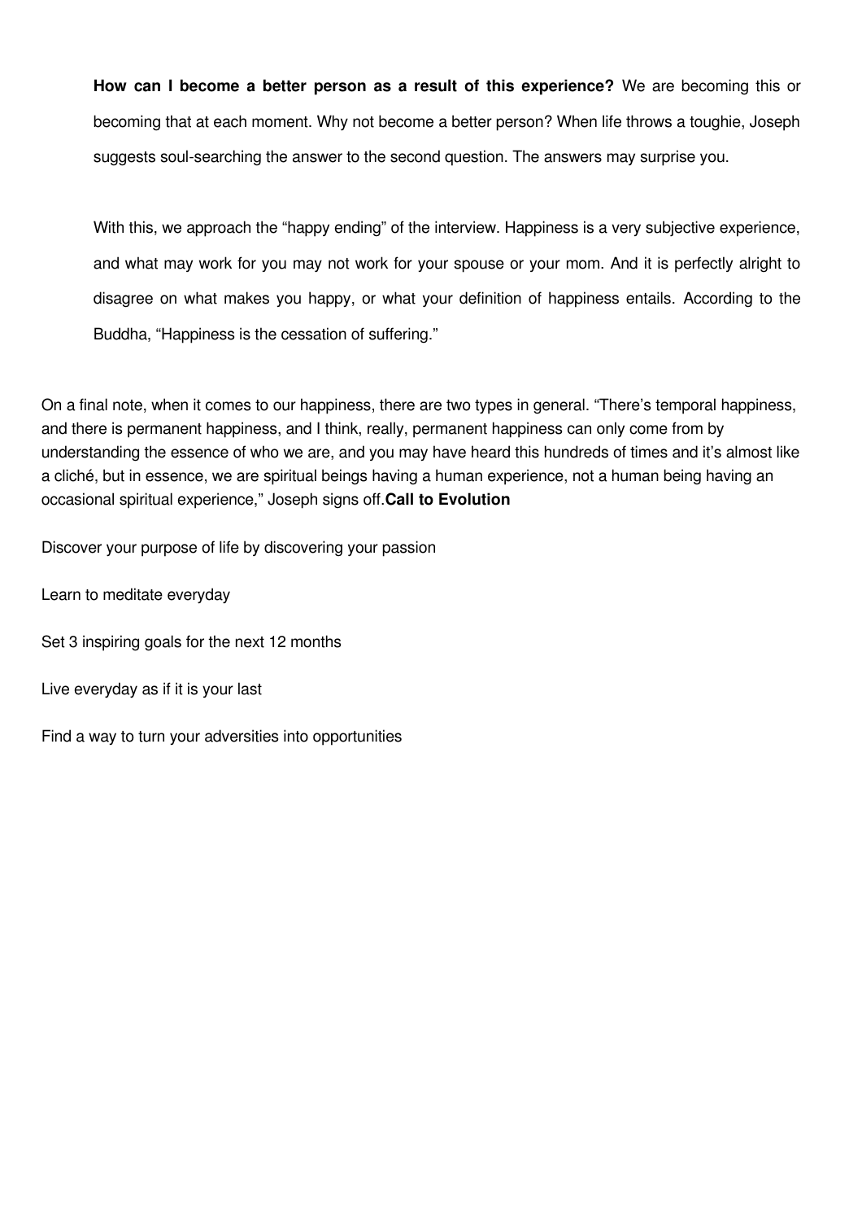**How can I become a better person as a result of this experience?** We are becoming this or becoming that at each moment. Why not become a better person? When life throws a toughie, Joseph suggests soul-searching the answer to the second question. The answers may surprise you.

With this, we approach the "happy ending" of the interview. Happiness is a very subjective experience, and what may work for you may not work for your spouse or your mom. And it is perfectly alright to disagree on what makes you happy, or what your definition of happiness entails. According to the Buddha, "Happiness is the cessation of suffering."

On a final note, when it comes to our happiness, there are two types in general. "There's temporal happiness, and there is permanent happiness, and I think, really, permanent happiness can only come from by understanding the essence of who we are, and you may have heard this hundreds of times and it's almost like a cliché, but in essence, we are spiritual beings having a human experience, not a human being having an occasional spiritual experience," Joseph signs off.

**Call to Evolution**

Discover your purpose of life by discovering your passion

Learn to meditate everyday

Set 3 inspiring goals for the next 12 months

Live everyday as if it is your last

Find a way to turn your adversities into opportunities